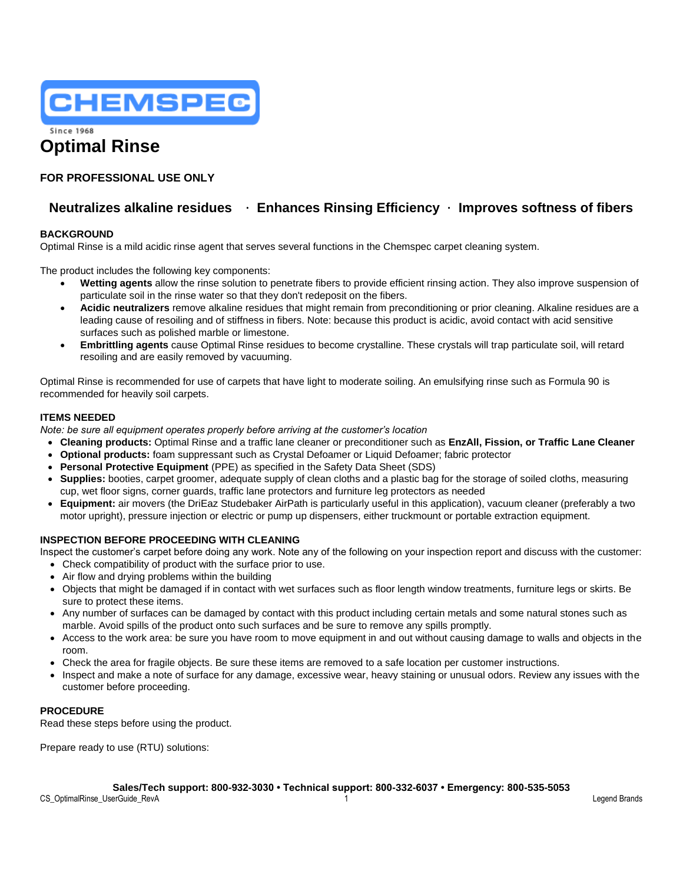CHEMSPEC

Since 1968

# Optimal Rinse

**FOR PROFESSIONAL USE ONLY**

## Neutralizes alkaline residues · Enhances Rinsing Efficiency · Improves softness of fibers

### BACKGROUND

Optimal Rinse is a mild acidic rinse agent that serves several functions in the Chemspec carpet cleaning system.

The product includes the following key components:

- **Wetting agents** allow the rinse solution to penetrate fibers to provide efficient rinsing action. They also improve suspension of particulate soil in the rinse water so that they don't redeposit on the fibers.
- **Acidic neutralizers** remove alkaline residues that might remain from preconditioning or prior cleaning. Alkaline residues are a leading cause of resoiling and of stiffness in fibers. Note: because this product is acidic, avoid contact with acid sensitive surfaces such as polished marble or limestone.
- **Embrittling agents** cause Optimal Rinse residues to become crystalline. These crystals will trap particulate soil, will retard resoiling and are easily removed by vacuuming.

Optimal Rinse is recommended for use of carpets that have light to moderate soiling. An emulsifying rinse such as Formula 90 is recommended for heavily soil carpets.

### ITEMS NEEDED

*Note: be sure all equipment operates properly before arriving at the customer's location*

- **Cleaning products:** Optimal Rinse and a traffic lane cleaner or preconditioner such as **EnzAll, Fission, or Traffic Lane Cleaner**
- **Optional products:** foam suppressant such as Crystal Defoamer or Liquid Defoamer; fabric protector
- **Personal Protective Equipment** (PPE) as specified in the Safety Data Sheet (SDS)
- **Supplies:** booties, carpet groomer, adequate supply of clean cloths and a plastic bag for the storage of soiled cloths, measuring cup, wet floor signs, corner guards, traffic lane protectors and furniture leg protectors as needed
- **Equipment:** air movers (the DriEaz Studebaker AirPath is particularly useful in this application), vacuum cleaner (preferably a two motor upright), pressure injection or electric or pump up dispensers, either truckmount or portable extraction equipment.

### INSPECTION BEFORE PROCEEDING WITH CLEANING

Inspect the customer's carpet before doing any work. Note any of the following on your inspection report and discuss with the customer:

- Check compatibility of product with the surface prior to use.
- Air flow and drying problems within the building
- Objects that might be damaged if in contact with wet surfaces such as floor length window treatments, furniture legs or skirts. Be sure to protect these items.
- Any number of surfaces can be damaged by contact with this product including certain metals and some natural stones such as marble. Avoid spills of the product onto such surfaces and be sure to remove any spills promptly.
- Access to the work area: be sure you have room to move equipment in and out without causing damage to walls and objects in the room.
- Check the area for fragile objects. Be sure these items are removed to a safe location per customer instructions.
- Inspect and make a note of surface for any damage, excessive wear, heavy staining or unusual odors. Review any issues with the customer before proceeding.

### PROCEDURE

Read these steps before using the product.

Prepare ready to use (RTU) solutions: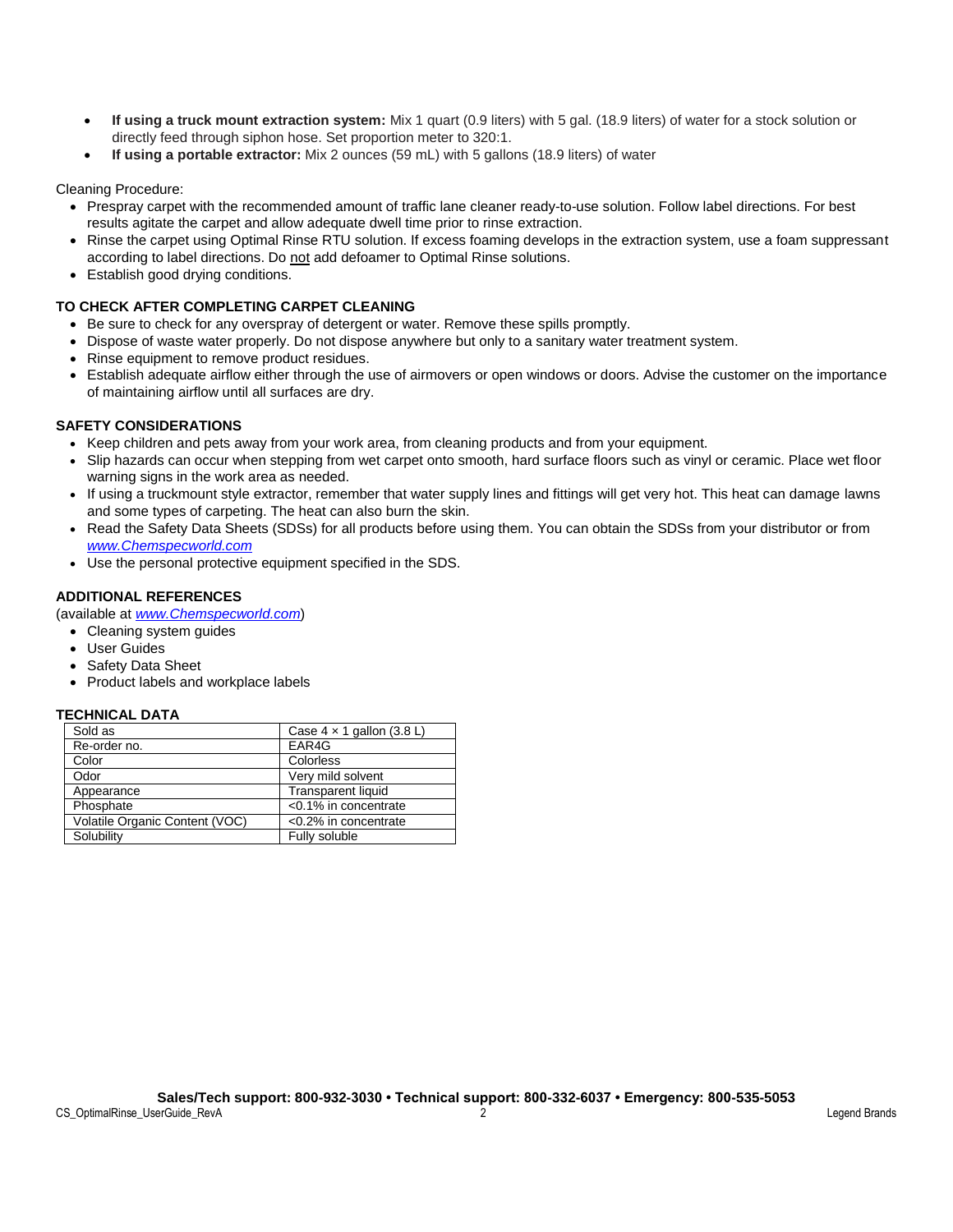- **If using a truck mount extraction system:** Mix 1 quart (0.9 liters) with 5 gal. (18.9 liters) of water for a stock solution or directly feed through siphon hose. Set proportion meter to 320:1.
- **If using a portable extractor:** Mix 2 ounces (59 mL) with 5 gallons (18.9 liters) of water

Cleaning Procedure:

- Prespray carpet with the recommended amount of traffic lane cleaner ready-to-use solution. Follow label directions. For best results agitate the carpet and allow adequate dwell time prior to rinse extraction.
- Rinse the carpet using Optimal Rinse RTU solution. If excess foaming develops in the extraction system, use a foam suppressant according to label directions. Do not add defoamer to Optimal Rinse solutions.
- Establish good drying conditions.

## TO CHECK AFTER COMPLETING CARPET CLEANING

- Be sure to check for any overspray of detergent or water. Remove these spills promptly.
- Dispose of waste water properly. Do not dispose anywhere but only to a sanitary water treatment system.
- Rinse equipment to remove product residues.
- Establish adequate airflow either through the use of airmovers or open windows or doors. Advise the customer on the importance of maintaining airflow until all surfaces are dry.

## SAFETY CONSIDERATIONS

- Keep children and pets away from your work area, from cleaning products and from your equipment.
- Slip hazards can occur when stepping from wet carpet onto smooth, hard surface floors such as vinyl or ceramic. Place wet floor warning signs in the work area as needed.
- If using a truckmount style extractor, remember that water supply lines and fittings will get very hot. This heat can damage lawns and some types of carpeting. The heat can also burn the skin.
- Read the Safety Data Sheets (SDSs) for all products before using them. You can obtain the SDSs from your distributor or from *www.Chemspecworld.com*
- Use the personal protective equipment specified in the SDS.

## ADDITIONAL REFERENCES

(available at *www.Chemspecworld.com*)

- Cleaning system guides
- User Guides
- Safety Data Sheet
- Product labels and workplace labels

## TECHNICAL DATA

| | |
|---|---|
| Sold as | Case 4 × 1 gallon (3.8 L) |
| Re-order no. | EAR4G |
| Color | Colorless |
| Odor | Very mild solvent |
| Appearance | Transparent liquid |
| Phosphate | <0.1% in concentrate |
| Volatile Organic Content (VOC) | <0.2% in concentrate |
| Solubility | Fully soluble |

**Sales/Tech support: 800-932-3030 • Technical support: 800-332-6037 • Emergency: 800-535-5053**